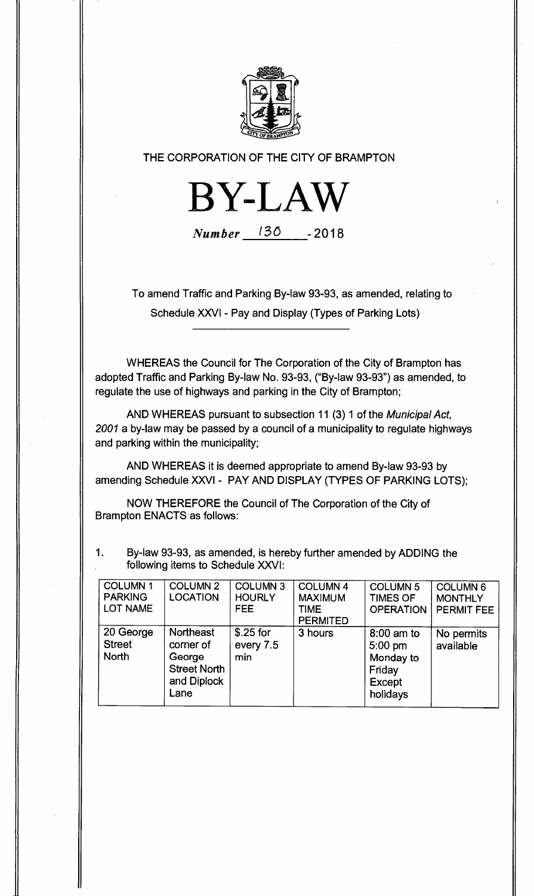THE CORPORATION OF THE CITY OF BRAMPTON

# BY-LAW

*Number* 130 - 2018

To amend Traffic and Parking By-law 93-93, as amended, relating to Schedule XXVI - Pay and Display (Types of Parking Lots)

WHEREAS the Council for The Corporation of the City of Brampton has adopted Traffic and Parking By-law No. 93-93, ("By-law 93-93") as amended, to regulate the use of highways and parking in the City of Brampton;

AND WHEREAS pursuant to subsection 11 (3) 1 of the *Municipal Act, 2001* a by-law may be passed by a council of a municipality to regulate highways and parking within the municipality;

AND WHEREAS it is deemed appropriate to amend By-law 93-93 by amending Schedule XXVI - PAY AND DISPLAY (TYPES OF PARKING LOTS);

NOW THEREFORE the Council of The Corporation of the City of Brampton ENACTS as follows:

1. By-law 93-93, as amended, is hereby further amended by ADDING the following items to Schedule XXVI:

| COLUMN 1 PARKING LOT NAME | COLUMN 2 LOCATION | COLUMN 3 HOURLY FEE | COLUMN 4 MAXIMUM TIME PERMITED | COLUMN 5 TIMES OF OPERATION | COLUMN 6 MONTHLY PERMIT FEE |
| --- | --- | --- | --- | --- | --- |
| 20 George Street North | Northeast corner of George Street North and Diplock Lane | $.25 for every 7.5 min | 3 hours | 8:00 am to 5:00 pm Monday to Friday Except holidays | No permits available |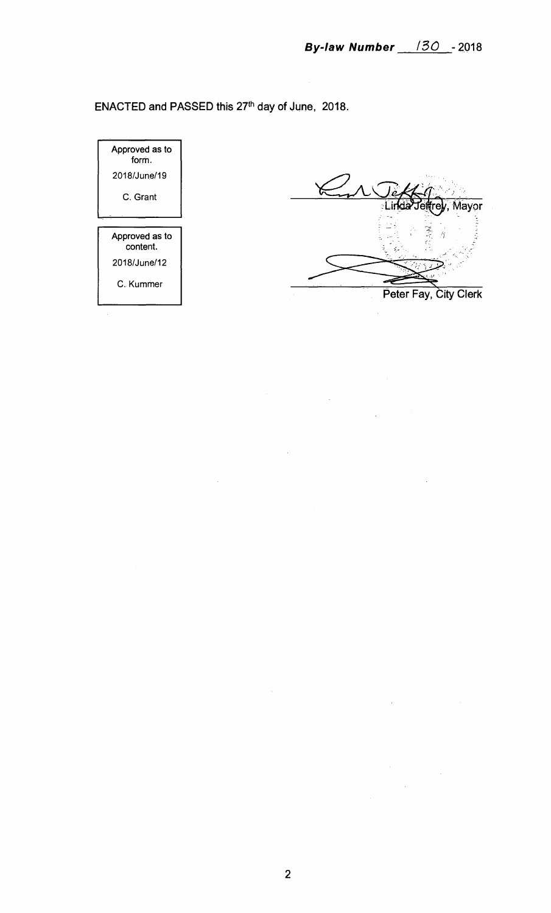**By-law Number 130 - 2018**

ENACTED and PASSED this 27th day of June, 2018.

Approved as to form.
2018/June/19
C. Grant

Approved as to content.
2018/June/12
C. Kummer

Linda Jeffrey, Mayor

Peter Fay, City Clerk